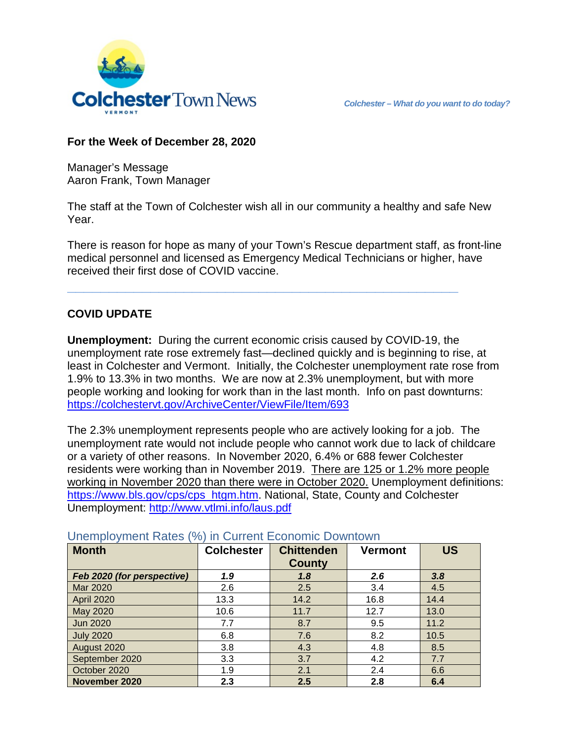Colchester Town News

VERMONT

*Colchester – What do you want to do today?*

**For the Week of December 28, 2020**

Manager's Message
Aaron Frank, Town Manager

The staff at the Town of Colchester wish all in our community a healthy and safe New Year.

There is reason for hope as many of your Town's Rescue department staff, as front-line medical personnel and licensed as Emergency Medical Technicians or higher, have received their first dose of COVID vaccine.

---

## COVID UPDATE

**Unemployment:** During the current economic crisis caused by COVID-19, the unemployment rate rose extremely fast—declined quickly and is beginning to rise, at least in Colchester and Vermont. Initially, the Colchester unemployment rate rose from 1.9% to 13.3% in two months. We are now at 2.3% unemployment, but with more people working and looking for work than in the last month. Info on past downturns: https://colchestervt.gov/ArchiveCenter/ViewFile/Item/693

The 2.3% unemployment represents people who are actively looking for a job. The unemployment rate would not include people who cannot work due to lack of childcare or a variety of other reasons. In November 2020, 6.4% or 688 fewer Colchester residents were working than in November 2019. There are 125 or 1.2% more people working in November 2020 than there were in October 2020. Unemployment definitions: https://www.bls.gov/cps/cps_htgm.htm. National, State, County and Colchester Unemployment: http://www.vtlmi.info/laus.pdf

Unemployment Rates (%) in Current Economic Downtown

| Month | Colchester | Chittenden County | Vermont | US |
|---|---|---|---|---|
| ***Feb 2020 (for perspective)*** | ***1.9*** | ***1.8*** | ***2.6*** | ***3.8*** |
| Mar 2020 | 2.6 | 2.5 | 3.4 | 4.5 |
| April 2020 | 13.3 | 14.2 | 16.8 | 14.4 |
| May 2020 | 10.6 | 11.7 | 12.7 | 13.0 |
| Jun 2020 | 7.7 | 8.7 | 9.5 | 11.2 |
| July 2020 | 6.8 | 7.6 | 8.2 | 10.5 |
| August 2020 | 3.8 | 4.3 | 4.8 | 8.5 |
| September 2020 | 3.3 | 3.7 | 4.2 | 7.7 |
| October 2020 | 1.9 | 2.1 | 2.4 | 6.6 |
| **November 2020** | **2.3** | **2.5** | **2.8** | **6.4** |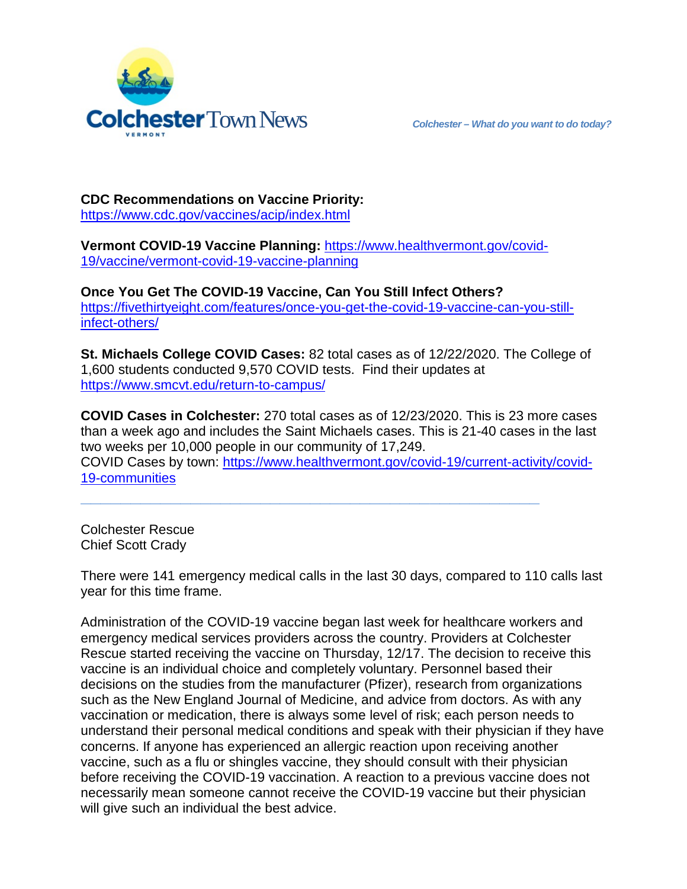**CDC Recommendations on Vaccine Priority:**
https://www.cdc.gov/vaccines/acip/index.html

**Vermont COVID-19 Vaccine Planning:** https://www.healthvermont.gov/covid-19/vaccine/vermont-covid-19-vaccine-planning

**Once You Get The COVID-19 Vaccine, Can You Still Infect Others?**
https://fivethirtyeight.com/features/once-you-get-the-covid-19-vaccine-can-you-still-infect-others/

**St. Michaels College COVID Cases:** 82 total cases as of 12/22/2020. The College of 1,600 students conducted 9,570 COVID tests. Find their updates at https://www.smcvt.edu/return-to-campus/

**COVID Cases in Colchester:** 270 total cases as of 12/23/2020. This is 23 more cases than a week ago and includes the Saint Michaels cases. This is 21-40 cases in the last two weeks per 10,000 people in our community of 17,249.
COVID Cases by town: https://www.healthvermont.gov/covid-19/current-activity/covid-19-communities

---

Colchester Rescue
Chief Scott Crady

There were 141 emergency medical calls in the last 30 days, compared to 110 calls last year for this time frame.

Administration of the COVID-19 vaccine began last week for healthcare workers and emergency medical services providers across the country. Providers at Colchester Rescue started receiving the vaccine on Thursday, 12/17. The decision to receive this vaccine is an individual choice and completely voluntary. Personnel based their decisions on the studies from the manufacturer (Pfizer), research from organizations such as the New England Journal of Medicine, and advice from doctors. As with any vaccination or medication, there is always some level of risk; each person needs to understand their personal medical conditions and speak with their physician if they have concerns. If anyone has experienced an allergic reaction upon receiving another vaccine, such as a flu or shingles vaccine, they should consult with their physician before receiving the COVID-19 vaccination. A reaction to a previous vaccine does not necessarily mean someone cannot receive the COVID-19 vaccine but their physician will give such an individual the best advice.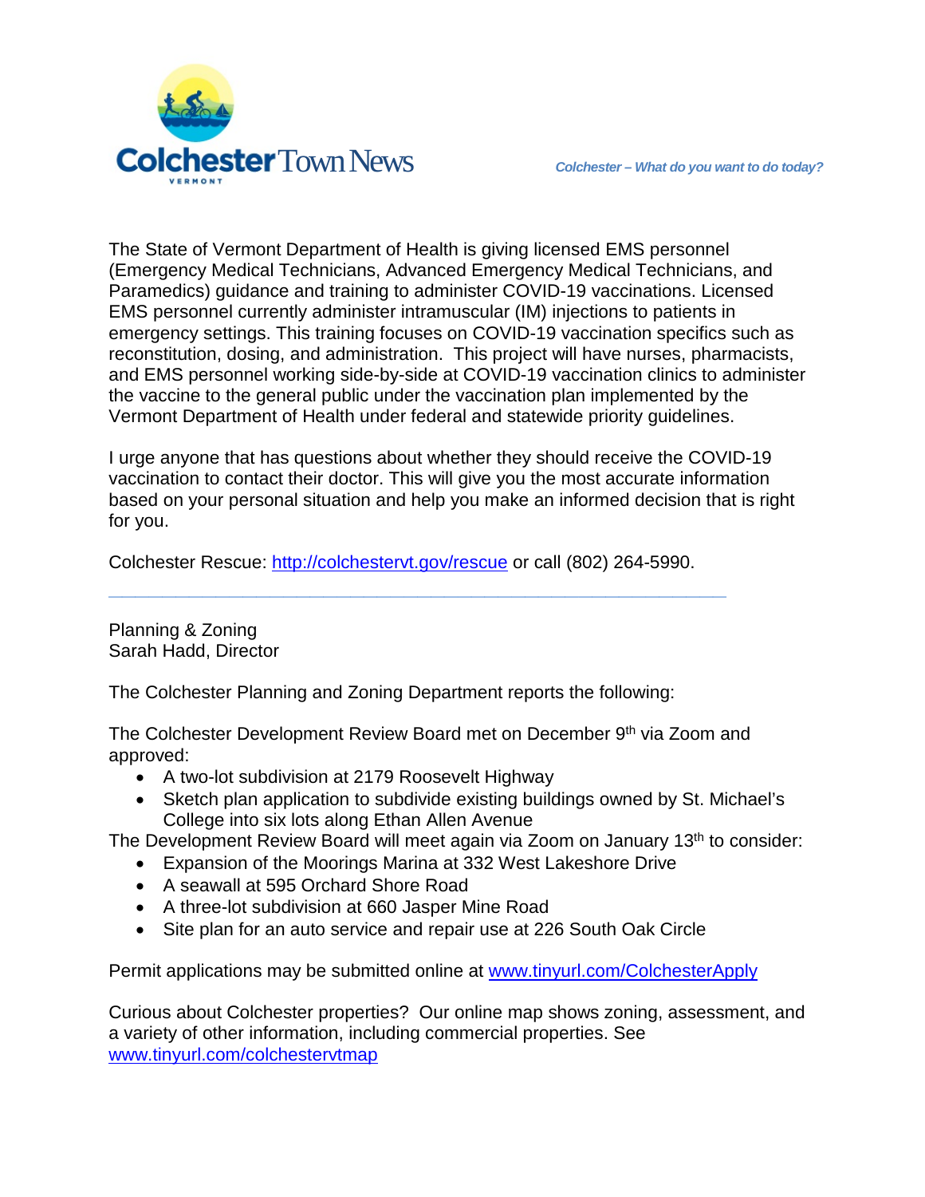The State of Vermont Department of Health is giving licensed EMS personnel (Emergency Medical Technicians, Advanced Emergency Medical Technicians, and Paramedics) guidance and training to administer COVID-19 vaccinations. Licensed EMS personnel currently administer intramuscular (IM) injections to patients in emergency settings. This training focuses on COVID-19 vaccination specifics such as reconstitution, dosing, and administration. This project will have nurses, pharmacists, and EMS personnel working side-by-side at COVID-19 vaccination clinics to administer the vaccine to the general public under the vaccination plan implemented by the Vermont Department of Health under federal and statewide priority guidelines.

I urge anyone that has questions about whether they should receive the COVID-19 vaccination to contact their doctor. This will give you the most accurate information based on your personal situation and help you make an informed decision that is right for you.

Colchester Rescue: http://colchestervt.gov/rescue or call (802) 264-5990.

---

Planning & Zoning
Sarah Hadd, Director

The Colchester Planning and Zoning Department reports the following:

The Colchester Development Review Board met on December 9th via Zoom and approved:

- A two-lot subdivision at 2179 Roosevelt Highway
- Sketch plan application to subdivide existing buildings owned by St. Michael's College into six lots along Ethan Allen Avenue

The Development Review Board will meet again via Zoom on January 13th to consider:

- Expansion of the Moorings Marina at 332 West Lakeshore Drive
- A seawall at 595 Orchard Shore Road
- A three-lot subdivision at 660 Jasper Mine Road
- Site plan for an auto service and repair use at 226 South Oak Circle

Permit applications may be submitted online at www.tinyurl.com/ColchesterApply

Curious about Colchester properties? Our online map shows zoning, assessment, and a variety of other information, including commercial properties. See www.tinyurl.com/colchestervtmap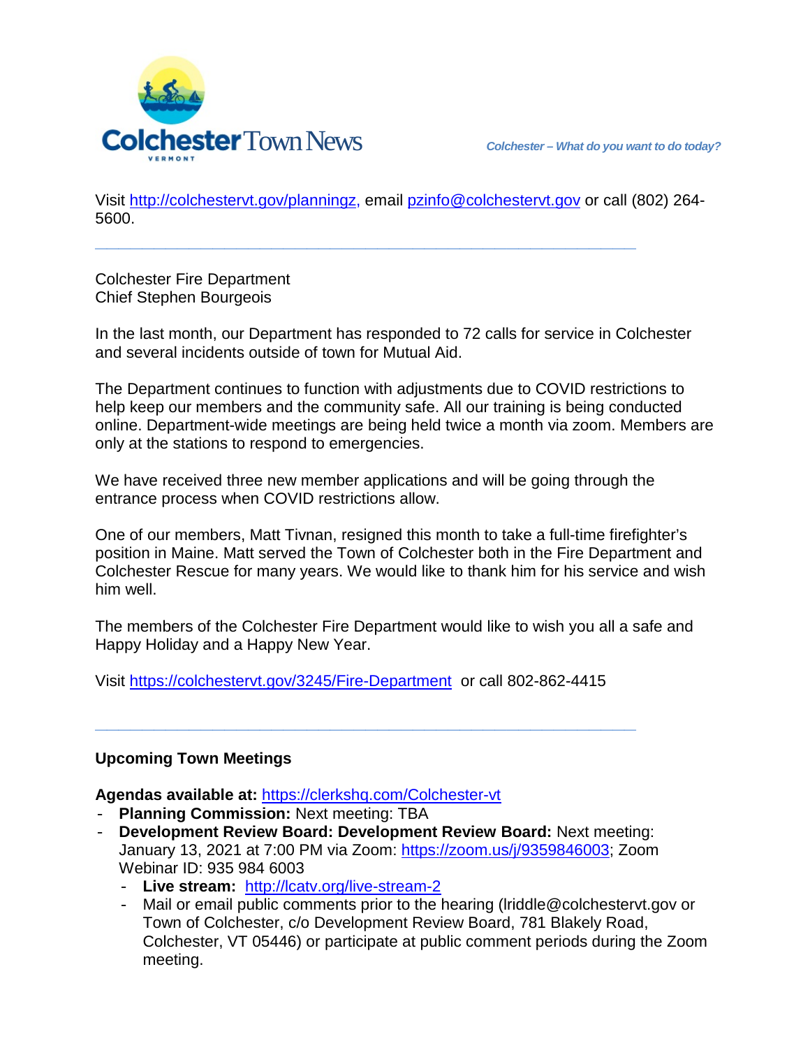Visit http://colchestervt.gov/planningz, email pzinfo@colchestervt.gov or call (802) 264-5600.

---

Colchester Fire Department
Chief Stephen Bourgeois

In the last month, our Department has responded to 72 calls for service in Colchester and several incidents outside of town for Mutual Aid.

The Department continues to function with adjustments due to COVID restrictions to help keep our members and the community safe. All our training is being conducted online. Department-wide meetings are being held twice a month via zoom. Members are only at the stations to respond to emergencies.

We have received three new member applications and will be going through the entrance process when COVID restrictions allow.

One of our members, Matt Tivnan, resigned this month to take a full-time firefighter's position in Maine. Matt served the Town of Colchester both in the Fire Department and Colchester Rescue for many years. We would like to thank him for his service and wish him well.

The members of the Colchester Fire Department would like to wish you all a safe and Happy Holiday and a Happy New Year.

Visit https://colchestervt.gov/3245/Fire-Department or call 802-862-4415

---

**Upcoming Town Meetings**

**Agendas available at:** https://clerkshq.com/Colchester-vt

- **Planning Commission:** Next meeting: TBA
- **Development Review Board: Development Review Board:** Next meeting: January 13, 2021 at 7:00 PM via Zoom: https://zoom.us/j/9359846003; Zoom Webinar ID: 935 984 6003
  - **Live stream:** http://lcatv.org/live-stream-2
  - Mail or email public comments prior to the hearing (lriddle@colchestervt.gov or Town of Colchester, c/o Development Review Board, 781 Blakely Road, Colchester, VT 05446) or participate at public comment periods during the Zoom meeting.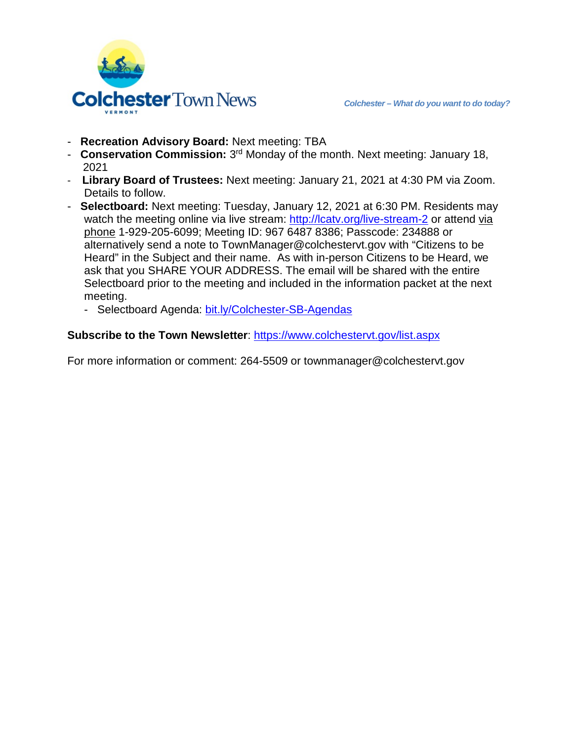- **Recreation Advisory Board:** Next meeting: TBA
- **Conservation Commission:** 3rd Monday of the month. Next meeting: January 18, 2021
- **Library Board of Trustees:** Next meeting: January 21, 2021 at 4:30 PM via Zoom. Details to follow.
- **Selectboard:** Next meeting: Tuesday, January 12, 2021 at 6:30 PM. Residents may watch the meeting online via live stream: [http://lcatv.org/live-stream-2](http://lcatv.org/live-stream-2) or attend via phone 1-929-205-6099; Meeting ID: 967 6487 8386; Passcode: 234888 or alternatively send a note to TownManager@colchestervt.gov with "Citizens to be Heard" in the Subject and their name. As with in-person Citizens to be Heard, we ask that you SHARE YOUR ADDRESS. The email will be shared with the entire Selectboard prior to the meeting and included in the information packet at the next meeting.
  - Selectboard Agenda: [bit.ly/Colchester-SB-Agendas](bit.ly/Colchester-SB-Agendas)

**Subscribe to the Town Newsletter**: [https://www.colchestervt.gov/list.aspx](https://www.colchestervt.gov/list.aspx)

For more information or comment: 264-5509 or townmanager@colchestervt.gov